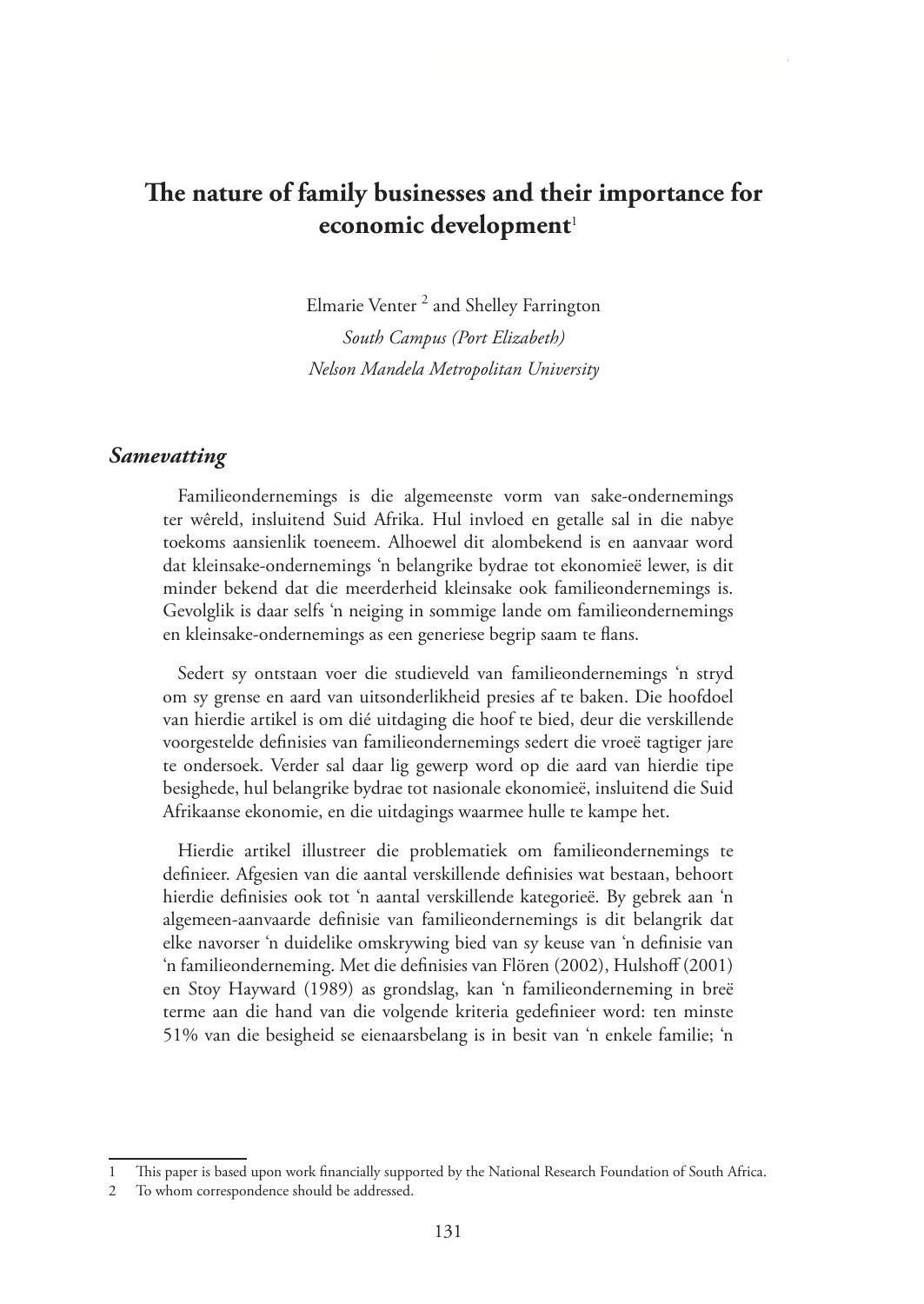# The nature of family businesses and their importance for economic development[1]

Elmarie Venter [2] and Shelley Farrington

*South Campus (Port Elizabeth)*

*Nelson Mandela Metropolitan University*

## *Samevatting*

Familieondernemings is die algemeenste vorm van sake-ondernemings ter wêreld, insluitend Suid Afrika. Hul invloed en getalle sal in die nabye toekoms aansienlik toeneem. Alhoewel dit alombekend is en aanvaar word dat kleinsake-ondernemings 'n belangrike bydrae tot ekonomieë lewer, is dit minder bekend dat die meerderheid kleinsake ook familieondernemings is. Gevolglik is daar selfs 'n neiging in sommige lande om familieondernemings en kleinsake-ondernemings as een generiese begrip saam te flans.

Sedert sy ontstaan voer die studieveld van familieondernemings 'n stryd om sy grense en aard van uitsonderlikheid presies af te baken. Die hoofdoel van hierdie artikel is om dié uitdaging die hoof te bied, deur die verskillende voorgestelde definisies van familieondernemings sedert die vroeë tagtiger jare te ondersoek. Verder sal daar lig gewerp word op die aard van hierdie tipe besighede, hul belangrike bydrae tot nasionale ekonomieë, insluitend die Suid Afrikaanse ekonomie, en die uitdagings waarmee hulle te kampe het.

Hierdie artikel illustreer die problematiek om familieondernemings te definieer. Afgesien van die aantal verskillende definisies wat bestaan, behoort hierdie definisies ook tot 'n aantal verskillende kategorieë. By gebrek aan 'n algemeen-aanvaarde definisie van familieondernemings is dit belangrik dat elke navorser 'n duidelike omskrywing bied van sy keuse van 'n definisie van 'n familieonderneming. Met die definisies van Flören (2002), Hulshoff (2001) en Stoy Hayward (1989) as grondslag, kan 'n familieonderneming in breë terme aan die hand van die volgende kriteria gedefinieer word: ten minste 51% van die besigheid se eienaarsbelang is in besit van 'n enkele familie; 'n

---

1 This paper is based upon work financially supported by the National Research Foundation of South Africa.

2 To whom correspondence should be addressed.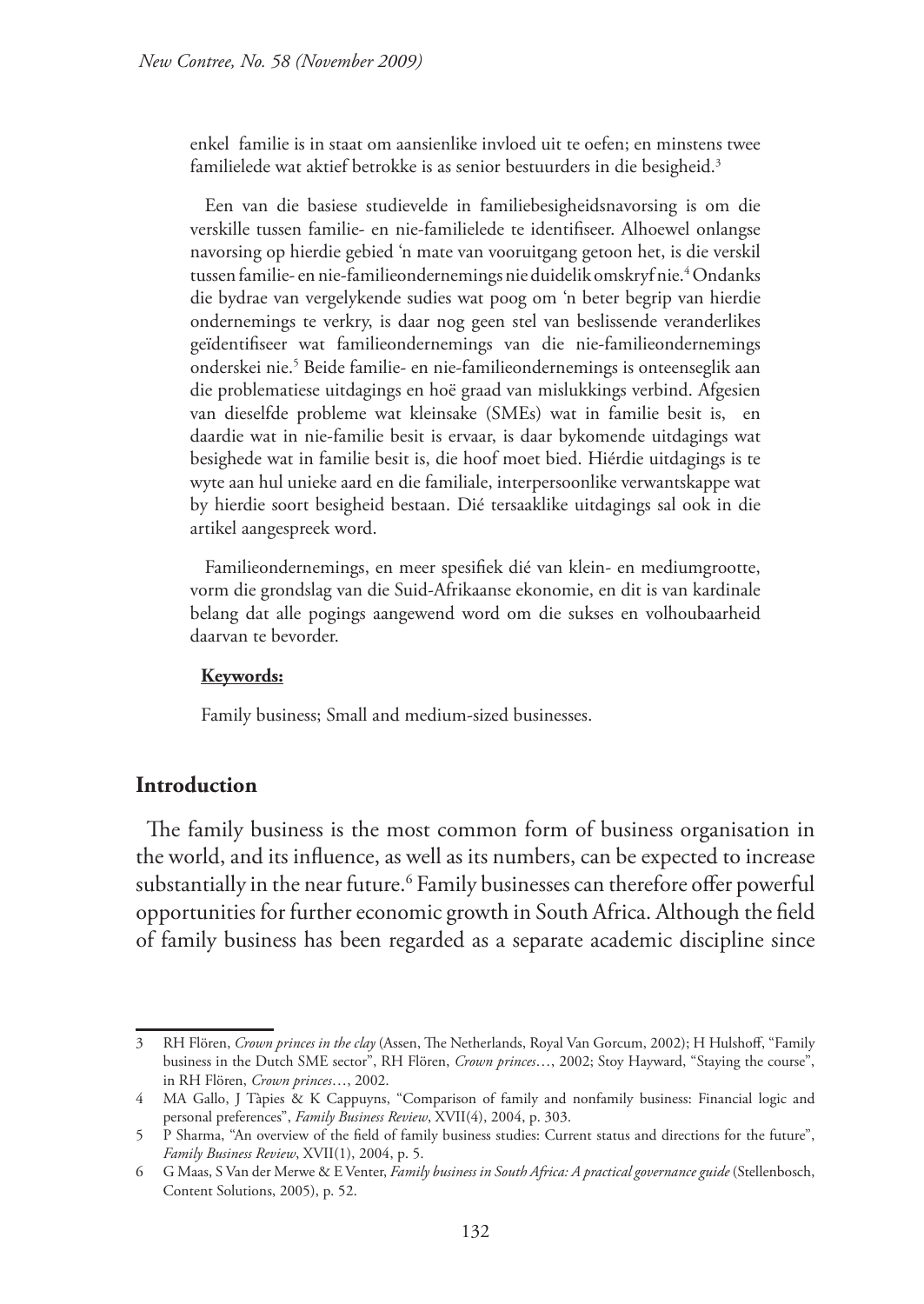enkel familie is in staat om aansienlike invloed uit te oefen; en minstens twee familielede wat aktief betrokke is as senior bestuurders in die besigheid.[3]

Een van die basiese studievelde in familiebesigheidsnavorsing is om die verskille tussen familie- en nie-familielede te identifiseer. Alhoewel onlangse navorsing op hierdie gebied 'n mate van vooruitgang getoon het, is die verskil tussen familie- en nie-familieondernemings nie duidelik omskryf nie.[4] Ondanks die bydrae van vergelykende sudies wat poog om 'n beter begrip van hierdie ondernemings te verkry, is daar nog geen stel van beslissende veranderlikes geïdentifiseer wat familieondernemings van die nie-familieondernemings onderskei nie.[5] Beide familie- en nie-familieondernemings is onteenseglik aan die problematiese uitdagings en hoë graad van mislukkings verbind. Afgesien van dieselfde probleme wat kleinsake (SMEs) wat in familie besit is, en daardie wat in nie-familie besit is ervaar, is daar bykomende uitdagings wat besighede wat in familie besit is, die hoof moet bied. Hiérdie uitdagings is te wyte aan hul unieke aard en die familiale, interpersoonlike verwantskappe wat by hierdie soort besigheid bestaan. Dié tersaaklike uitdagings sal ook in die artikel aangespreek word.

Familieondernemings, en meer spesifiek dié van klein- en mediumgrootte, vorm die grondslag van die Suid-Afrikaanse ekonomie, en dit is van kardinale belang dat alle pogings aangewend word om die sukses en volhoubaarheid daarvan te bevorder.

**Keywords:**

Family business; Small and medium-sized businesses.

## Introduction

The family business is the most common form of business organisation in the world, and its influence, as well as its numbers, can be expected to increase substantially in the near future.[6] Family businesses can therefore offer powerful opportunities for further economic growth in South Africa. Although the field of family business has been regarded as a separate academic discipline since

---

3 RH Flören, *Crown princes in the clay* (Assen, The Netherlands, Royal Van Gorcum, 2002); H Hulshoff, "Family business in the Dutch SME sector", RH Flören, *Crown princes*…, 2002; Stoy Hayward, "Staying the course", in RH Flören, *Crown princes*…, 2002.

4 MA Gallo, J Tàpies & K Cappuyns, "Comparison of family and nonfamily business: Financial logic and personal preferences", *Family Business Review*, XVII(4), 2004, p. 303.

5 P Sharma, "An overview of the field of family business studies: Current status and directions for the future", *Family Business Review*, XVII(1), 2004, p. 5.

6 G Maas, S Van der Merwe & E Venter, *Family business in South Africa: A practical governance guide* (Stellenbosch, Content Solutions, 2005), p. 52.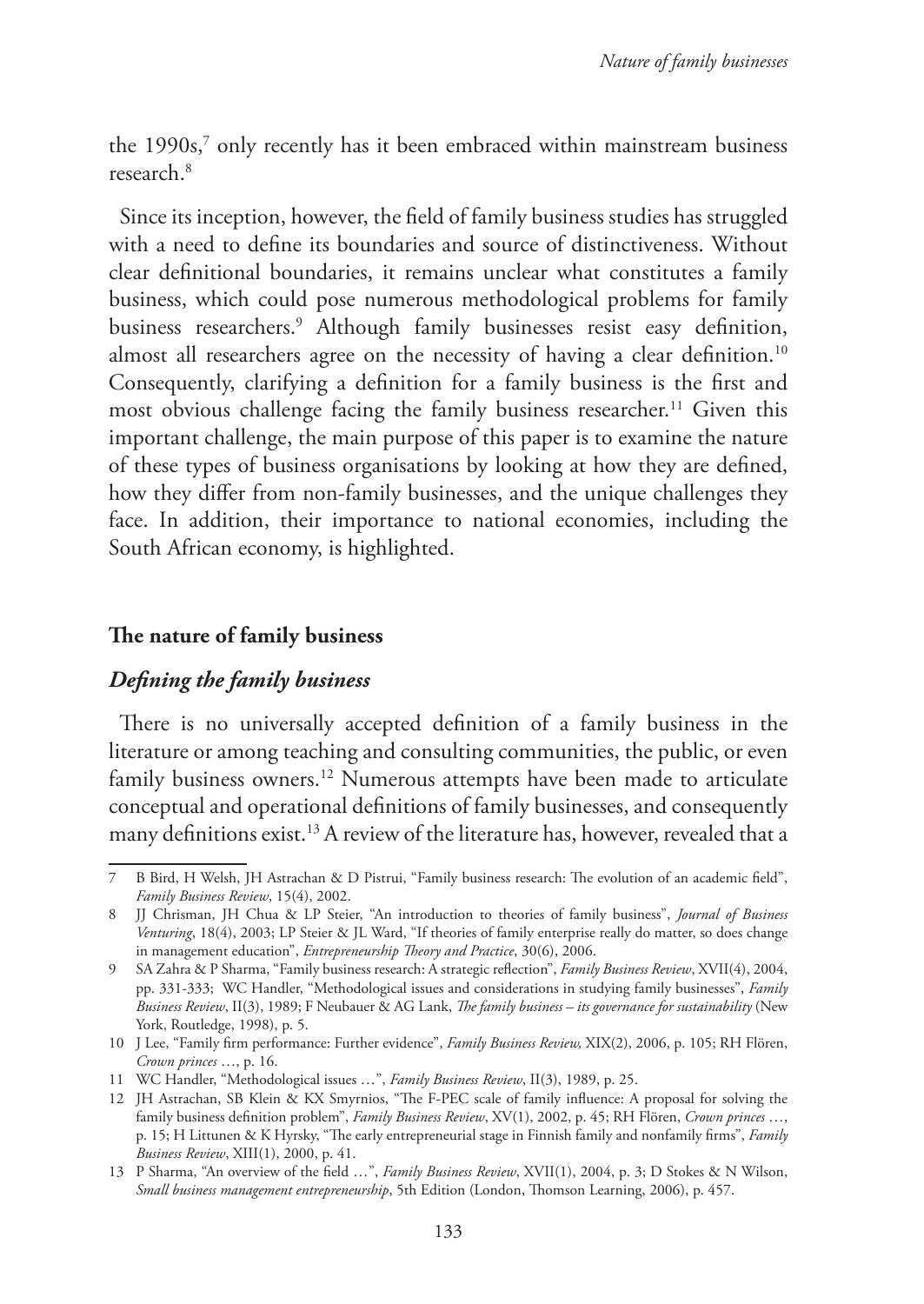the 1990s,[7] only recently has it been embraced within mainstream business research.[8]

Since its inception, however, the field of family business studies has struggled with a need to define its boundaries and source of distinctiveness. Without clear definitional boundaries, it remains unclear what constitutes a family business, which could pose numerous methodological problems for family business researchers.[9] Although family businesses resist easy definition, almost all researchers agree on the necessity of having a clear definition.[10] Consequently, clarifying a definition for a family business is the first and most obvious challenge facing the family business researcher.[11] Given this important challenge, the main purpose of this paper is to examine the nature of these types of business organisations by looking at how they are defined, how they differ from non-family businesses, and the unique challenges they face. In addition, their importance to national economies, including the South African economy, is highlighted.

## The nature of family business

### *Defining the family business*

There is no universally accepted definition of a family business in the literature or among teaching and consulting communities, the public, or even family business owners.[12] Numerous attempts have been made to articulate conceptual and operational definitions of family businesses, and consequently many definitions exist.[13] A review of the literature has, however, revealed that a

---

7 B Bird, H Welsh, JH Astrachan & D Pistrui, "Family business research: The evolution of an academic field", *Family Business Review*, 15(4), 2002.

8 JJ Chrisman, JH Chua & LP Steier, "An introduction to theories of family business", *Journal of Business Venturing*, 18(4), 2003; LP Steier & JL Ward, "If theories of family enterprise really do matter, so does change in management education", *Entrepreneurship Theory and Practice*, 30(6), 2006.

9 SA Zahra & P Sharma, "Family business research: A strategic reflection", *Family Business Review*, XVII(4), 2004, pp. 331-333; WC Handler, "Methodological issues and considerations in studying family businesses", *Family Business Review*, II(3), 1989; F Neubauer & AG Lank, *The family business – its governance for sustainability* (New York, Routledge, 1998), p. 5.

10 J Lee, "Family firm performance: Further evidence", *Family Business Review,* XIX(2), 2006, p. 105; RH Flören, *Crown princes* …, p. 16.

11 WC Handler, "Methodological issues …", *Family Business Review*, II(3), 1989, p. 25.

12 JH Astrachan, SB Klein & KX Smyrnios, "The F-PEC scale of family influence: A proposal for solving the family business definition problem", *Family Business Review*, XV(1), 2002, p. 45; RH Flören, *Crown princes* …, p. 15; H Littunen & K Hyrsky, "The early entrepreneurial stage in Finnish family and nonfamily firms", *Family Business Review*, XIII(1), 2000, p. 41.

13 P Sharma, "An overview of the field …", *Family Business Review*, XVII(1), 2004, p. 3; D Stokes & N Wilson, *Small business management entrepreneurship*, 5th Edition (London, Thomson Learning, 2006), p. 457.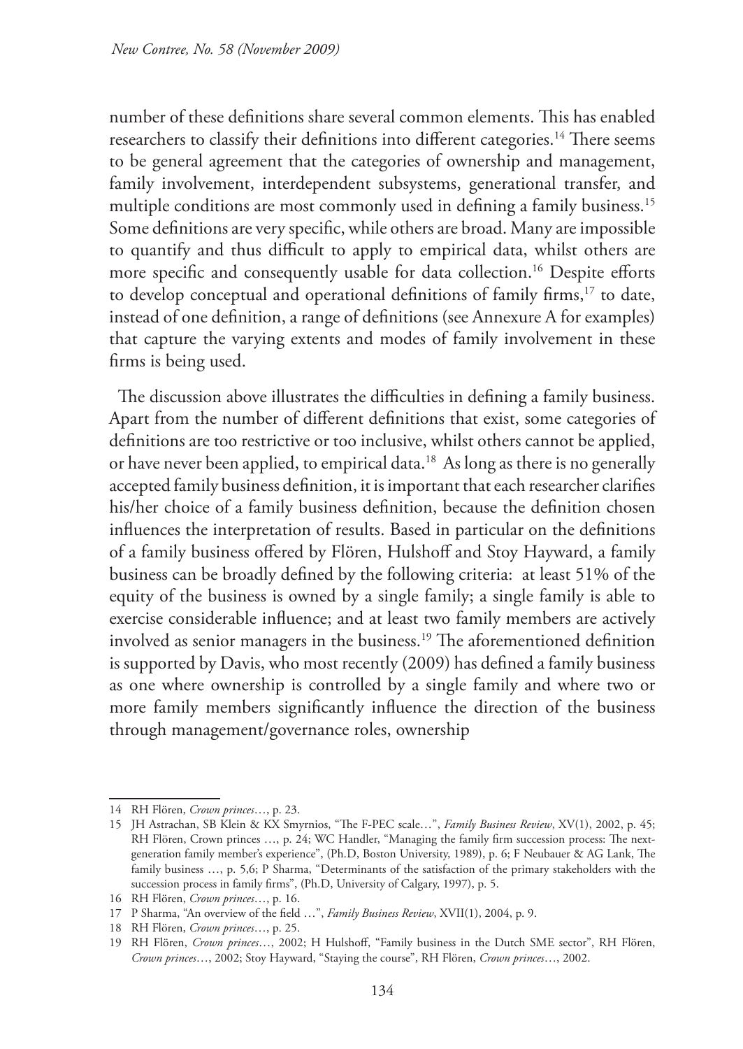number of these definitions share several common elements. This has enabled researchers to classify their definitions into different categories.[14] There seems to be general agreement that the categories of ownership and management, family involvement, interdependent subsystems, generational transfer, and multiple conditions are most commonly used in defining a family business.[15] Some definitions are very specific, while others are broad. Many are impossible to quantify and thus difficult to apply to empirical data, whilst others are more specific and consequently usable for data collection.[16] Despite efforts to develop conceptual and operational definitions of family firms,[17] to date, instead of one definition, a range of definitions (see Annexure A for examples) that capture the varying extents and modes of family involvement in these firms is being used.

The discussion above illustrates the difficulties in defining a family business. Apart from the number of different definitions that exist, some categories of definitions are too restrictive or too inclusive, whilst others cannot be applied, or have never been applied, to empirical data.[18] As long as there is no generally accepted family business definition, it is important that each researcher clarifies his/her choice of a family business definition, because the definition chosen influences the interpretation of results. Based in particular on the definitions of a family business offered by Flören, Hulshoff and Stoy Hayward, a family business can be broadly defined by the following criteria: at least 51% of the equity of the business is owned by a single family; a single family is able to exercise considerable influence; and at least two family members are actively involved as senior managers in the business.[19] The aforementioned definition is supported by Davis, who most recently (2009) has defined a family business as one where ownership is controlled by a single family and where two or more family members significantly influence the direction of the business through management/governance roles, ownership

---

14 RH Flören, *Crown princes*…, p. 23.

15 JH Astrachan, SB Klein & KX Smyrnios, "The F-PEC scale…", *Family Business Review*, XV(1), 2002, p. 45; RH Flören, Crown princes …, p. 24; WC Handler, "Managing the family firm succession process: The next-generation family member's experience", (Ph.D, Boston University, 1989), p. 6; F Neubauer & AG Lank, The family business …, p. 5,6; P Sharma, "Determinants of the satisfaction of the primary stakeholders with the succession process in family firms", (Ph.D, University of Calgary, 1997), p. 5.

16 RH Flören, *Crown princes*…, p. 16.

17 P Sharma, "An overview of the field …", *Family Business Review*, XVII(1), 2004, p. 9.

18 RH Flören, *Crown princes*…, p. 25.

19 RH Flören, *Crown princes*…, 2002; H Hulshoff, "Family business in the Dutch SME sector", RH Flören, *Crown princes*…, 2002; Stoy Hayward, "Staying the course", RH Flören, *Crown princes*…, 2002.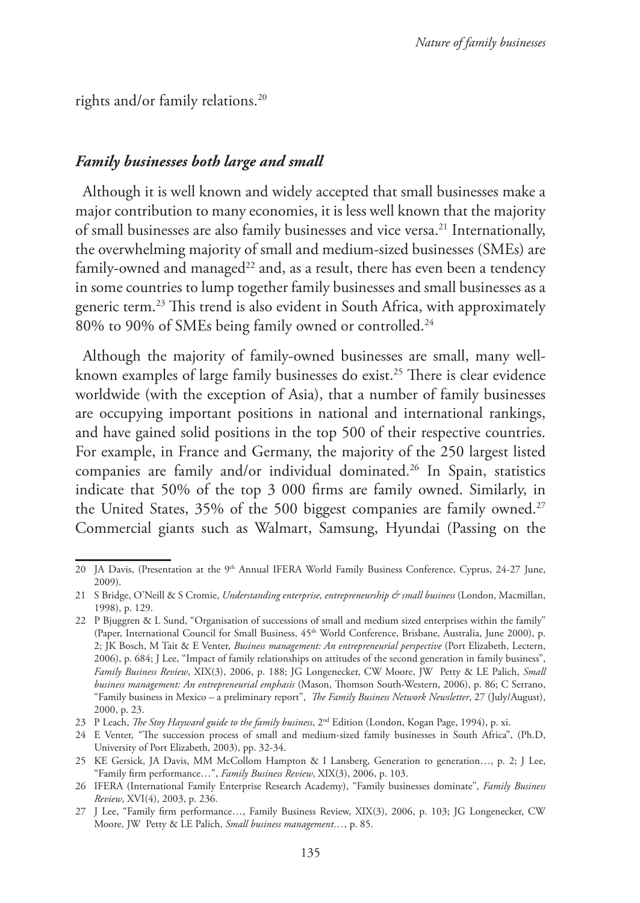rights and/or family relations.[20]

### *Family businesses both large and small*

Although it is well known and widely accepted that small businesses make a major contribution to many economies, it is less well known that the majority of small businesses are also family businesses and vice versa.[21] Internationally, the overwhelming majority of small and medium-sized businesses (SMEs) are family-owned and managed[22] and, as a result, there has even been a tendency in some countries to lump together family businesses and small businesses as a generic term.[23] This trend is also evident in South Africa, with approximately 80% to 90% of SMEs being family owned or controlled.[24]

Although the majority of family-owned businesses are small, many well-known examples of large family businesses do exist.[25] There is clear evidence worldwide (with the exception of Asia), that a number of family businesses are occupying important positions in national and international rankings, and have gained solid positions in the top 500 of their respective countries. For example, in France and Germany, the majority of the 250 largest listed companies are family and/or individual dominated.[26] In Spain, statistics indicate that 50% of the top 3 000 firms are family owned. Similarly, in the United States, 35% of the 500 biggest companies are family owned.[27] Commercial giants such as Walmart, Samsung, Hyundai (Passing on the

---

20 JA Davis, (Presentation at the 9th Annual IFERA World Family Business Conference, Cyprus, 24-27 June, 2009).

21 S Bridge, O'Neill & S Cromie, *Understanding enterprise, entrepreneurship & small business* (London, Macmillan, 1998), p. 129.

22 P Bjuggren & L Sund, "Organisation of successions of small and medium sized enterprises within the family" (Paper, International Council for Small Business, 45th World Conference, Brisbane, Australia, June 2000), p. 2; JK Bosch, M Tait & E Venter, *Business management: An entrepreneurial perspective* (Port Elizabeth, Lectern, 2006), p. 684; J Lee, "Impact of family relationships on attitudes of the second generation in family business", *Family Business Review*, XIX(3), 2006, p. 188; JG Longenecker, CW Moore, JW Petty & LE Palich, *Small business management: An entrepreneurial emphasis* (Mason, Thomson South-Western, 2006), p. 86; C Serrano, "Family business in Mexico – a preliminary report", *The Family Business Network Newsletter*, 27 (July/August), 2000, p. 23.

23 P Leach, *The Stoy Hayward guide to the family business*, 2nd Edition (London, Kogan Page, 1994), p. xi.

24 E Venter, "The succession process of small and medium-sized family businesses in South Africa", (Ph.D, University of Port Elizabeth, 2003), pp. 32-34.

25 KE Gersick, JA Davis, MM McCollom Hampton & I Lansberg, Generation to generation…, p. 2; J Lee, "Family firm performance…", *Family Business Review*, XIX(3), 2006, p. 103.

26 IFERA (International Family Enterprise Research Academy), "Family businesses dominate", *Family Business Review*, XVI(4), 2003, p. 236.

27 J Lee, "Family firm performance…, Family Business Review, XIX(3), 2006, p. 103; JG Longenecker, CW Moore, JW Petty & LE Palich, *Small business management*…, p. 85.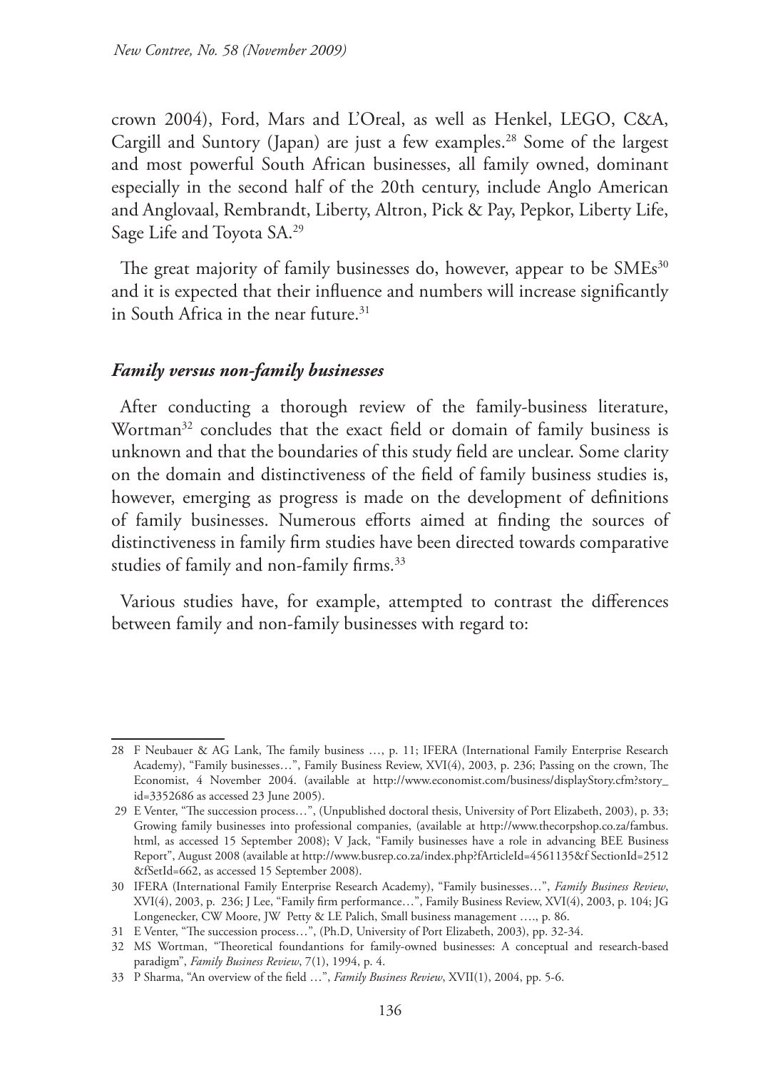crown 2004), Ford, Mars and L'Oreal, as well as Henkel, LEGO, C&A, Cargill and Suntory (Japan) are just a few examples.[28] Some of the largest and most powerful South African businesses, all family owned, dominant especially in the second half of the 20th century, include Anglo American and Anglovaal, Rembrandt, Liberty, Altron, Pick & Pay, Pepkor, Liberty Life, Sage Life and Toyota SA.[29]

The great majority of family businesses do, however, appear to be SMEs[30] and it is expected that their influence and numbers will increase significantly in South Africa in the near future.[31]

### *Family versus non-family businesses*

After conducting a thorough review of the family-business literature, Wortman[32] concludes that the exact field or domain of family business is unknown and that the boundaries of this study field are unclear. Some clarity on the domain and distinctiveness of the field of family business studies is, however, emerging as progress is made on the development of definitions of family businesses. Numerous efforts aimed at finding the sources of distinctiveness in family firm studies have been directed towards comparative studies of family and non-family firms.[33]

Various studies have, for example, attempted to contrast the differences between family and non-family businesses with regard to:

---

28 F Neubauer & AG Lank, The family business …, p. 11; IFERA (International Family Enterprise Research Academy), "Family businesses…", Family Business Review, XVI(4), 2003, p. 236; Passing on the crown, The Economist, 4 November 2004. (available at http://www.economist.com/business/displayStory.cfm?story_id=3352686 as accessed 23 June 2005).

29 E Venter, "The succession process…", (Unpublished doctoral thesis, University of Port Elizabeth, 2003), p. 33; Growing family businesses into professional companies, (available at http://www.thecorpshop.co.za/fambus.html, as accessed 15 September 2008); V Jack, "Family businesses have a role in advancing BEE Business Report", August 2008 (available at http://www.busrep.co.za/index.php?fArticleId=4561135&f SectionId=2512&fSetId=662, as accessed 15 September 2008).

30 IFERA (International Family Enterprise Research Academy), "Family businesses…", *Family Business Review*, XVI(4), 2003, p. 236; J Lee, "Family firm performance…", Family Business Review, XVI(4), 2003, p. 104; JG Longenecker, CW Moore, JW Petty & LE Palich, Small business management …., p. 86.

31 E Venter, "The succession process…", (Ph.D, University of Port Elizabeth, 2003), pp. 32-34.

32 MS Wortman, "Theoretical foundantions for family-owned businesses: A conceptual and research-based paradigm", *Family Business Review*, 7(1), 1994, p. 4.

33 P Sharma, "An overview of the field …", *Family Business Review*, XVII(1), 2004, pp. 5-6.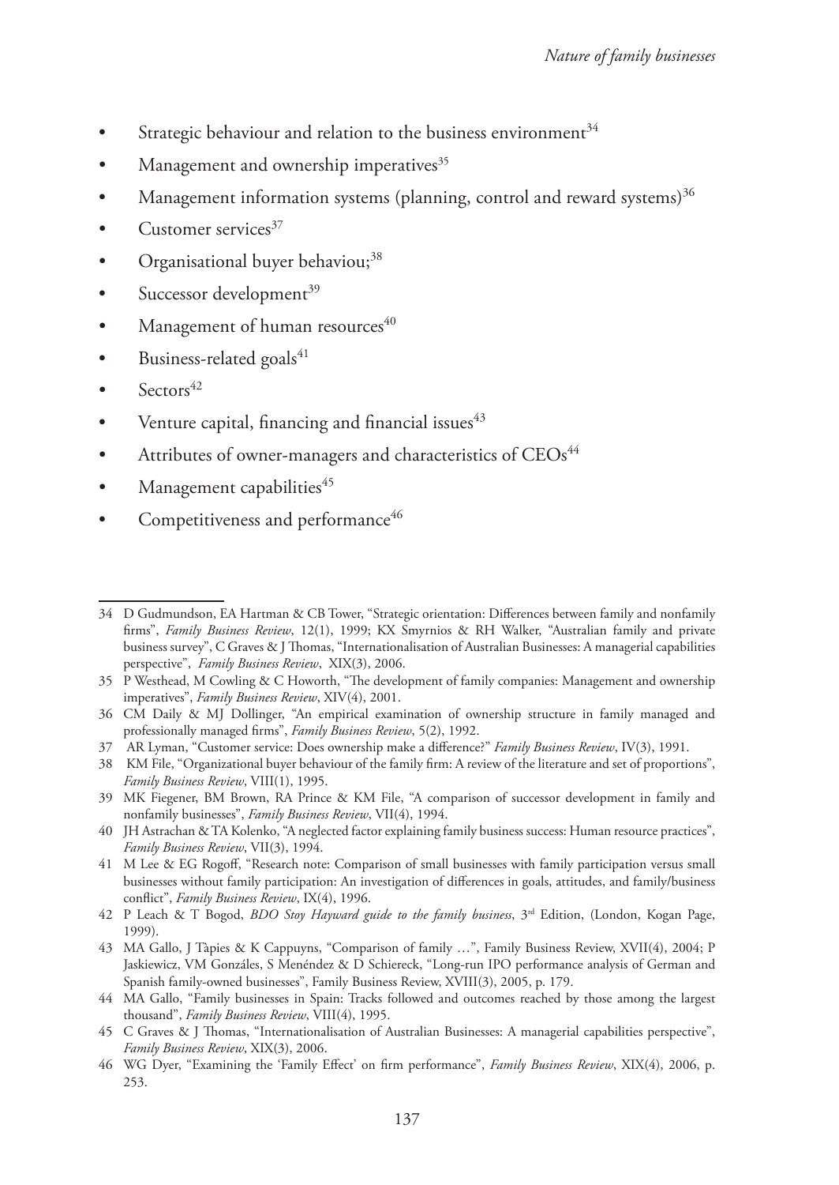- Strategic behaviour and relation to the business environment[34]
- Management and ownership imperatives[35]
- Management information systems (planning, control and reward systems)[36]
- Customer services[37]
- Organisational buyer behaviou;[38]
- Successor development[39]
- Management of human resources[40]
- Business-related goals[41]
- Sectors[42]
- Venture capital, financing and financial issues[43]
- Attributes of owner-managers and characteristics of CEOs[44]
- Management capabilities[45]
- Competitiveness and performance[46]

---

34 D Gudmundson, EA Hartman & CB Tower, "Strategic orientation: Differences between family and nonfamily firms", *Family Business Review*, 12(1), 1999; KX Smyrnios & RH Walker, "Australian family and private business survey", C Graves & J Thomas, "Internationalisation of Australian Businesses: A managerial capabilities perspective", *Family Business Review*, XIX(3), 2006.

35 P Westhead, M Cowling & C Howorth, "The development of family companies: Management and ownership imperatives", *Family Business Review*, XIV(4), 2001.

36 CM Daily & MJ Dollinger, "An empirical examination of ownership structure in family managed and professionally managed firms", *Family Business Review*, 5(2), 1992.

37 AR Lyman, "Customer service: Does ownership make a difference?" *Family Business Review*, IV(3), 1991.

38 KM File, "Organizational buyer behaviour of the family firm: A review of the literature and set of proportions", *Family Business Review*, VIII(1), 1995.

39 MK Fiegener, BM Brown, RA Prince & KM File, "A comparison of successor development in family and nonfamily businesses", *Family Business Review*, VII(4), 1994.

40 JH Astrachan & TA Kolenko, "A neglected factor explaining family business success: Human resource practices", *Family Business Review*, VII(3), 1994.

41 M Lee & EG Rogoff, "Research note: Comparison of small businesses with family participation versus small businesses without family participation: An investigation of differences in goals, attitudes, and family/business conflict", *Family Business Review*, IX(4), 1996.

42 P Leach & T Bogod, *BDO Stoy Hayward guide to the family business*, 3rd Edition, (London, Kogan Page, 1999).

43 MA Gallo, J Tàpies & K Cappuyns, "Comparison of family …", Family Business Review, XVII(4), 2004; P Jaskiewicz, VM Gonzáles, S Menéndez & D Schiereck, "Long-run IPO performance analysis of German and Spanish family-owned businesses", Family Business Review, XVIII(3), 2005, p. 179.

44 MA Gallo, "Family businesses in Spain: Tracks followed and outcomes reached by those among the largest thousand", *Family Business Review*, VIII(4), 1995.

45 C Graves & J Thomas, "Internationalisation of Australian Businesses: A managerial capabilities perspective", *Family Business Review*, XIX(3), 2006.

46 WG Dyer, "Examining the 'Family Effect' on firm performance", *Family Business Review*, XIX(4), 2006, p. 253.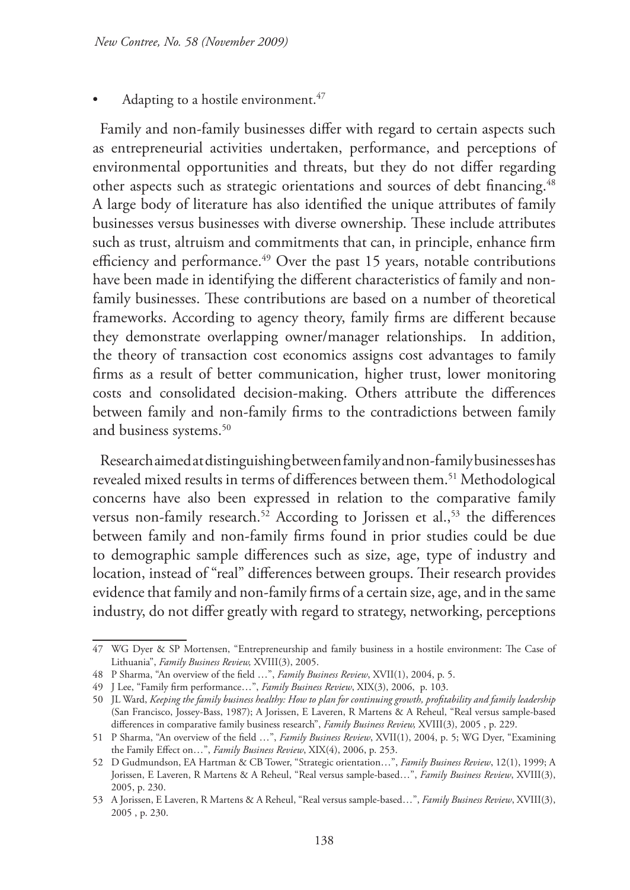- Adapting to a hostile environment.[47]

Family and non-family businesses differ with regard to certain aspects such as entrepreneurial activities undertaken, performance, and perceptions of environmental opportunities and threats, but they do not differ regarding other aspects such as strategic orientations and sources of debt financing.[48] A large body of literature has also identified the unique attributes of family businesses versus businesses with diverse ownership. These include attributes such as trust, altruism and commitments that can, in principle, enhance firm efficiency and performance.[49] Over the past 15 years, notable contributions have been made in identifying the different characteristics of family and non-family businesses. These contributions are based on a number of theoretical frameworks. According to agency theory, family firms are different because they demonstrate overlapping owner/manager relationships. In addition, the theory of transaction cost economics assigns cost advantages to family firms as a result of better communication, higher trust, lower monitoring costs and consolidated decision-making. Others attribute the differences between family and non-family firms to the contradictions between family and business systems.[50]

Research aimed at distinguishing between family and non-family businesses has revealed mixed results in terms of differences between them.[51] Methodological concerns have also been expressed in relation to the comparative family versus non-family research.[52] According to Jorissen et al.,[53] the differences between family and non-family firms found in prior studies could be due to demographic sample differences such as size, age, type of industry and location, instead of "real" differences between groups. Their research provides evidence that family and non-family firms of a certain size, age, and in the same industry, do not differ greatly with regard to strategy, networking, perceptions

---

47 WG Dyer & SP Mortensen, "Entrepreneurship and family business in a hostile environment: The Case of Lithuania", *Family Business Review,* XVIII(3), 2005.

48 P Sharma, "An overview of the field …", *Family Business Review*, XVII(1), 2004, p. 5.

49 J Lee, "Family firm performance…", *Family Business Review*, XIX(3), 2006, p. 103.

50 JL Ward, *Keeping the family business healthy: How to plan for continuing growth, profitability and family leadership* (San Francisco, Jossey-Bass, 1987); A Jorissen, E Laveren, R Martens & A Reheul, "Real versus sample-based differences in comparative family business research", *Family Business Review,* XVIII(3), 2005 , p. 229.

51 P Sharma, "An overview of the field …", *Family Business Review*, XVII(1), 2004, p. 5; WG Dyer, "Examining the Family Effect on…", *Family Business Review*, XIX(4), 2006, p. 253.

52 D Gudmundson, EA Hartman & CB Tower, "Strategic orientation…", *Family Business Review*, 12(1), 1999; A Jorissen, E Laveren, R Martens & A Reheul, "Real versus sample-based…", *Family Business Review*, XVIII(3), 2005, p. 230.

53 A Jorissen, E Laveren, R Martens & A Reheul, "Real versus sample-based…", *Family Business Review*, XVIII(3), 2005 , p. 230.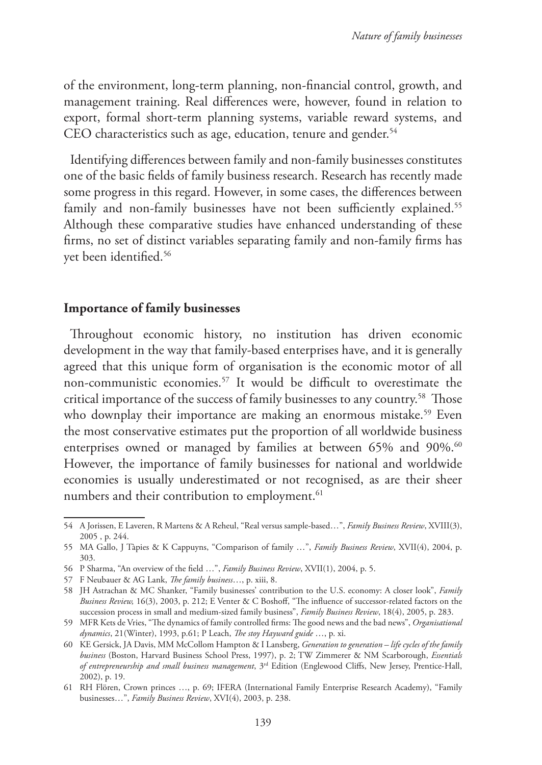of the environment, long-term planning, non-financial control, growth, and management training. Real differences were, however, found in relation to export, formal short-term planning systems, variable reward systems, and CEO characteristics such as age, education, tenure and gender.[54]

Identifying differences between family and non-family businesses constitutes one of the basic fields of family business research. Research has recently made some progress in this regard. However, in some cases, the differences between family and non-family businesses have not been sufficiently explained.[55] Although these comparative studies have enhanced understanding of these firms, no set of distinct variables separating family and non-family firms has yet been identified.[56]

## Importance of family businesses

Throughout economic history, no institution has driven economic development in the way that family-based enterprises have, and it is generally agreed that this unique form of organisation is the economic motor of all non-communistic economies.[57] It would be difficult to overestimate the critical importance of the success of family businesses to any country.[58] Those who downplay their importance are making an enormous mistake.[59] Even the most conservative estimates put the proportion of all worldwide business enterprises owned or managed by families at between 65% and 90%.[60] However, the importance of family businesses for national and worldwide economies is usually underestimated or not recognised, as are their sheer numbers and their contribution to employment.[61]

---

54 A Jorissen, E Laveren, R Martens & A Reheul, "Real versus sample-based…", *Family Business Review*, XVIII(3), 2005 , p. 244.

55 MA Gallo, J Tàpies & K Cappuyns, "Comparison of family …", *Family Business Review*, XVII(4), 2004, p. 303.

56 P Sharma, "An overview of the field …", *Family Business Review*, XVII(1), 2004, p. 5.

57 F Neubauer & AG Lank, *The family business*…, p. xiii, 8.

58 JH Astrachan & MC Shanker, "Family businesses' contribution to the U.S. economy: A closer look", *Family Business Review,* 16(3), 2003, p. 212; E Venter & C Boshoff, "The influence of successor-related factors on the succession process in small and medium-sized family business", *Family Business Review*, 18(4), 2005, p. 283.

59 MFR Kets de Vries, "The dynamics of family controlled firms: The good news and the bad news", *Organisational dynamics*, 21(Winter), 1993, p.61; P Leach, *The stoy Hayward guide* …, p. xi.

60 KE Gersick, JA Davis, MM McCollom Hampton & I Lansberg, *Generation to generation – life cycles of the family business* (Boston, Harvard Business School Press, 1997), p. 2; TW Zimmerer & NM Scarborough, *Essentials of entrepreneurship and small business management*, 3rd Edition (Englewood Cliffs, New Jersey, Prentice-Hall, 2002), p. 19.

61 RH Flören, Crown princes …, p. 69; IFERA (International Family Enterprise Research Academy), "Family businesses…", *Family Business Review*, XVI(4), 2003, p. 238.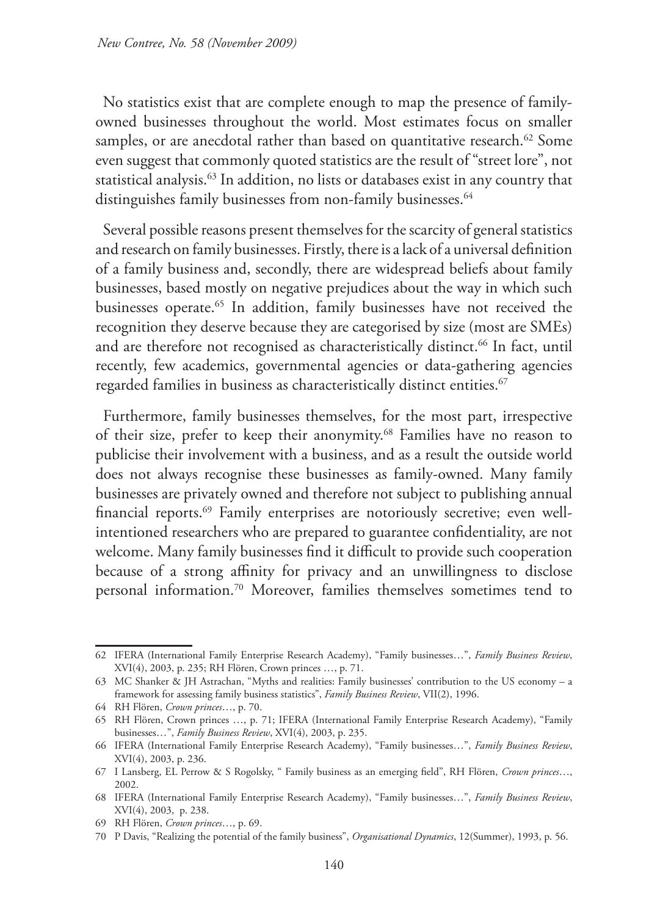No statistics exist that are complete enough to map the presence of family-owned businesses throughout the world. Most estimates focus on smaller samples, or are anecdotal rather than based on quantitative research.[62] Some even suggest that commonly quoted statistics are the result of "street lore", not statistical analysis.[63] In addition, no lists or databases exist in any country that distinguishes family businesses from non-family businesses.[64]

Several possible reasons present themselves for the scarcity of general statistics and research on family businesses. Firstly, there is a lack of a universal definition of a family business and, secondly, there are widespread beliefs about family businesses, based mostly on negative prejudices about the way in which such businesses operate.[65] In addition, family businesses have not received the recognition they deserve because they are categorised by size (most are SMEs) and are therefore not recognised as characteristically distinct.[66] In fact, until recently, few academics, governmental agencies or data-gathering agencies regarded families in business as characteristically distinct entities.[67]

Furthermore, family businesses themselves, for the most part, irrespective of their size, prefer to keep their anonymity.[68] Families have no reason to publicise their involvement with a business, and as a result the outside world does not always recognise these businesses as family-owned. Many family businesses are privately owned and therefore not subject to publishing annual financial reports.[69] Family enterprises are notoriously secretive; even well-intentioned researchers who are prepared to guarantee confidentiality, are not welcome. Many family businesses find it difficult to provide such cooperation because of a strong affinity for privacy and an unwillingness to disclose personal information.[70] Moreover, families themselves sometimes tend to

---

62 IFERA (International Family Enterprise Research Academy), "Family businesses…", *Family Business Review*, XVI(4), 2003, p. 235; RH Flören, Crown princes …, p. 71.

63 MC Shanker & JH Astrachan, "Myths and realities: Family businesses' contribution to the US economy – a framework for assessing family business statistics", *Family Business Review*, VII(2), 1996.

64 RH Flören, *Crown princes*…, p. 70.

65 RH Flören, Crown princes …, p. 71; IFERA (International Family Enterprise Research Academy), "Family businesses…", *Family Business Review*, XVI(4), 2003, p. 235.

66 IFERA (International Family Enterprise Research Academy), "Family businesses…", *Family Business Review*, XVI(4), 2003, p. 236.

67 I Lansberg, EL Perrow & S Rogolsky, " Family business as an emerging field", RH Flören, *Crown princes*…, 2002.

68 IFERA (International Family Enterprise Research Academy), "Family businesses…", *Family Business Review*, XVI(4), 2003, p. 238.

69 RH Flören, *Crown princes*…, p. 69.

70 P Davis, "Realizing the potential of the family business", *Organisational Dynamics*, 12(Summer), 1993, p. 56.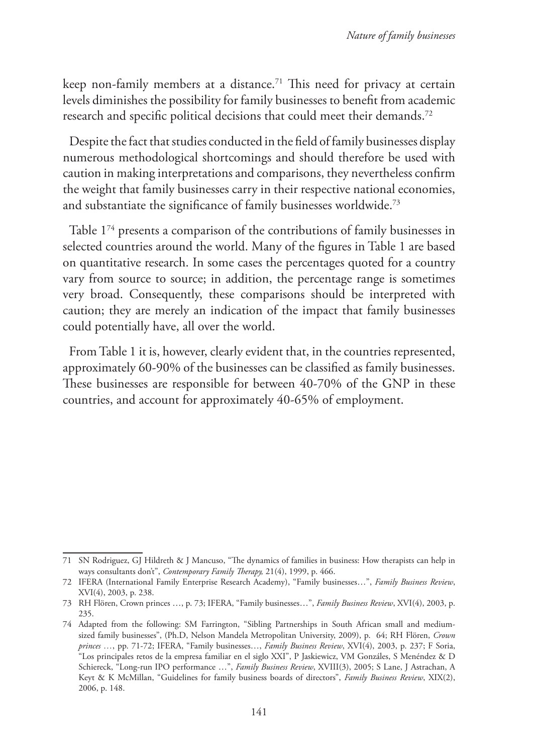keep non-family members at a distance.[71] This need for privacy at certain levels diminishes the possibility for family businesses to benefit from academic research and specific political decisions that could meet their demands.[72]

Despite the fact that studies conducted in the field of family businesses display numerous methodological shortcomings and should therefore be used with caution in making interpretations and comparisons, they nevertheless confirm the weight that family businesses carry in their respective national economies, and substantiate the significance of family businesses worldwide.[73]

Table 1[74] presents a comparison of the contributions of family businesses in selected countries around the world. Many of the figures in Table 1 are based on quantitative research. In some cases the percentages quoted for a country vary from source to source; in addition, the percentage range is sometimes very broad. Consequently, these comparisons should be interpreted with caution; they are merely an indication of the impact that family businesses could potentially have, all over the world.

From Table 1 it is, however, clearly evident that, in the countries represented, approximately 60-90% of the businesses can be classified as family businesses. These businesses are responsible for between 40-70% of the GNP in these countries, and account for approximately 40-65% of employment.

---

71 SN Rodriguez, GJ Hildreth & J Mancuso, "The dynamics of families in business: How therapists can help in ways consultants don't", *Contemporary Family Therapy,* 21(4), 1999, p. 466.

72 IFERA (International Family Enterprise Research Academy), "Family businesses…", *Family Business Review*, XVI(4), 2003, p. 238.

73 RH Flören, Crown princes …, p. 73; IFERA, "Family businesses…", *Family Business Review*, XVI(4), 2003, p. 235.

74 Adapted from the following: SM Farrington, "Sibling Partnerships in South African small and medium-sized family businesses", (Ph.D, Nelson Mandela Metropolitan University, 2009), p. 64; RH Flören, *Crown princes …*, pp. 71-72; IFERA, "Family businesses…, *Family Business Review*, XVI(4), 2003, p. 237; F Soria, "Los principales retos de la empresa familiar en el siglo XXI", P Jaskiewicz, VM Gonzáles, S Menéndez & D Schiereck, "Long-run IPO performance …", *Family Business Review*, XVIII(3), 2005; S Lane, J Astrachan, A Keyt & K McMillan, "Guidelines for family business boards of directors", *Family Business Review*, XIX(2), 2006, p. 148.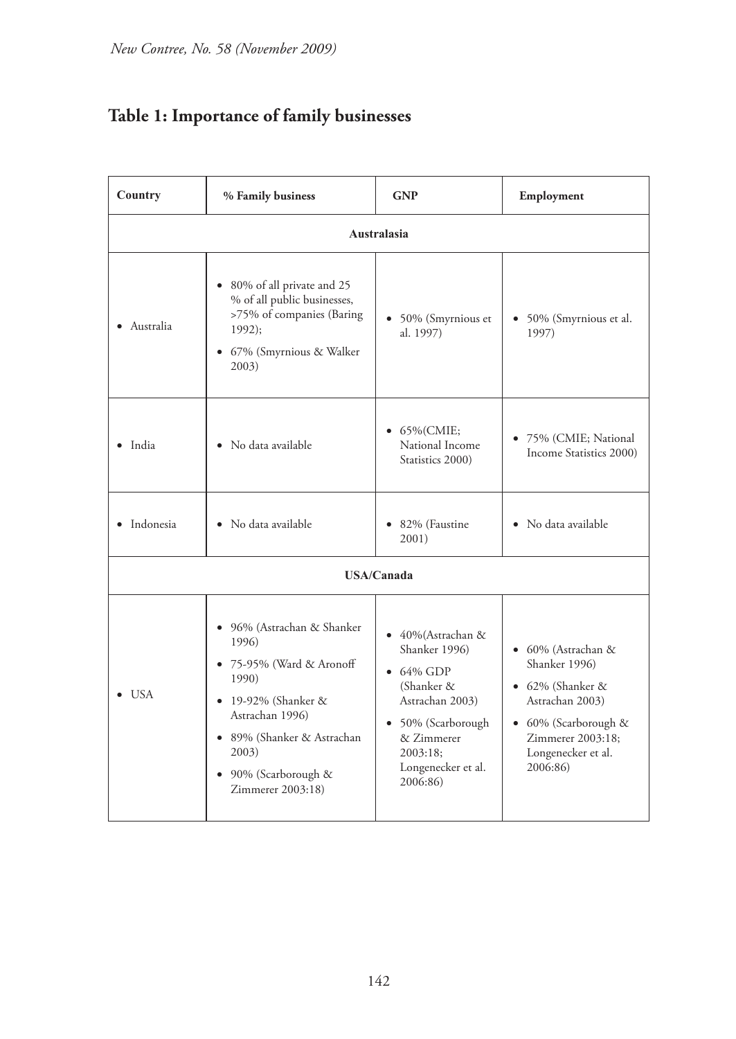## Table 1: Importance of family businesses

| Country | % Family business | GNP | Employment |
|---|---|---|---|
| **Australasia** | | | |
| • Australia | • 80% of all private and 25 % of all public businesses, >75% of companies (Baring 1992);<br>• 67% (Smyrnious & Walker 2003) | • 50% (Smyrnious et al. 1997) | • 50% (Smyrnious et al. 1997) |
| • India | • No data available | • 65%(CMIE; National Income Statistics 2000) | • 75% (CMIE; National Income Statistics 2000) |
| • Indonesia | • No data available | • 82% (Faustine 2001) | • No data available |
| **USA/Canada** | | | |
| • USA | • 96% (Astrachan & Shanker 1996)<br>• 75-95% (Ward & Aronoff 1990)<br>• 19-92% (Shanker & Astrachan 1996)<br>• 89% (Shanker & Astrachan 2003)<br>• 90% (Scarborough & Zimmerer 2003:18) | • 40%(Astrachan & Shanker 1996)<br>• 64% GDP (Shanker & Astrachan 2003)<br>• 50% (Scarborough & Zimmerer 2003:18; Longenecker et al. 2006:86) | • 60% (Astrachan & Shanker 1996)<br>• 62% (Shanker & Astrachan 2003)<br>• 60% (Scarborough & Zimmerer 2003:18; Longenecker et al. 2006:86) |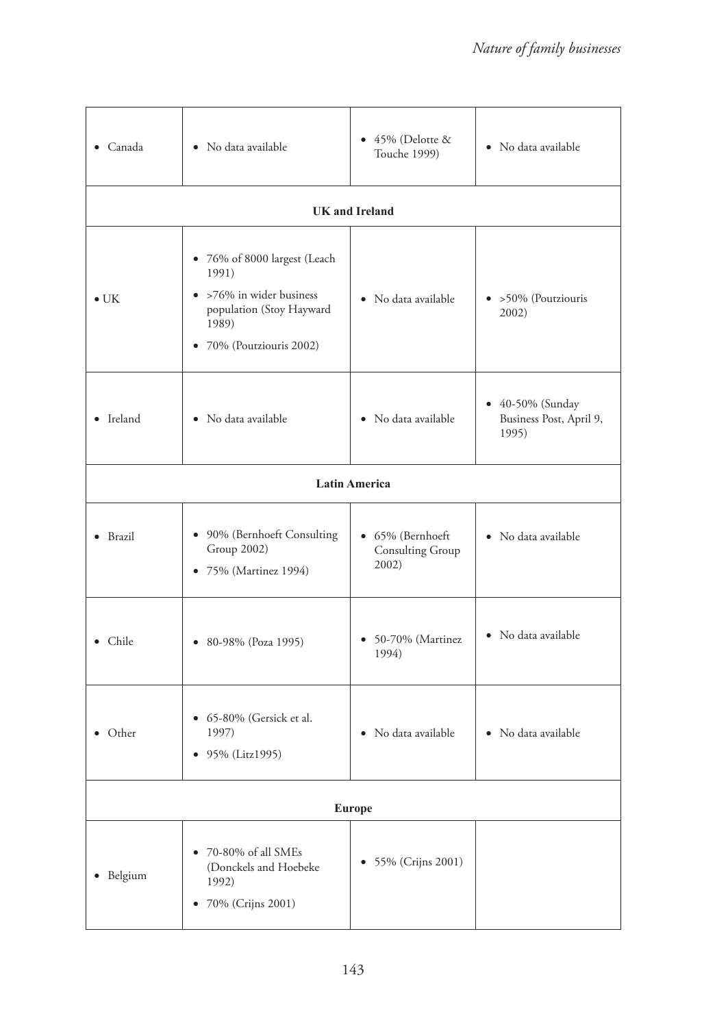| | | | |
|---|---|---|---|
| • Canada | • No data available | • 45% (Delotte & Touche 1999) | • No data available |
| **UK and Ireland** | | | |
| • UK | • 76% of 8000 largest (Leach 1991)<br>• >76% in wider business population (Stoy Hayward 1989)<br>• 70% (Poutziouris 2002) | • No data available | • >50% (Poutziouris 2002) |
| • Ireland | • No data available | • No data available | • 40-50% (Sunday Business Post, April 9, 1995) |
| **Latin America** | | | |
| • Brazil | • 90% (Bernhoeft Consulting Group 2002)<br>• 75% (Martinez 1994) | • 65% (Bernhoeft Consulting Group 2002) | • No data available |
| • Chile | • 80-98% (Poza 1995) | • 50-70% (Martinez 1994) | • No data available |
| • Other | • 65-80% (Gersick et al. 1997)<br>• 95% (Litz1995) | • No data available | • No data available |
| **Europe** | | | |
| • Belgium | • 70-80% of all SMEs (Donckels and Hoebeke 1992)<br>• 70% (Crijns 2001) | • 55% (Crijns 2001) | |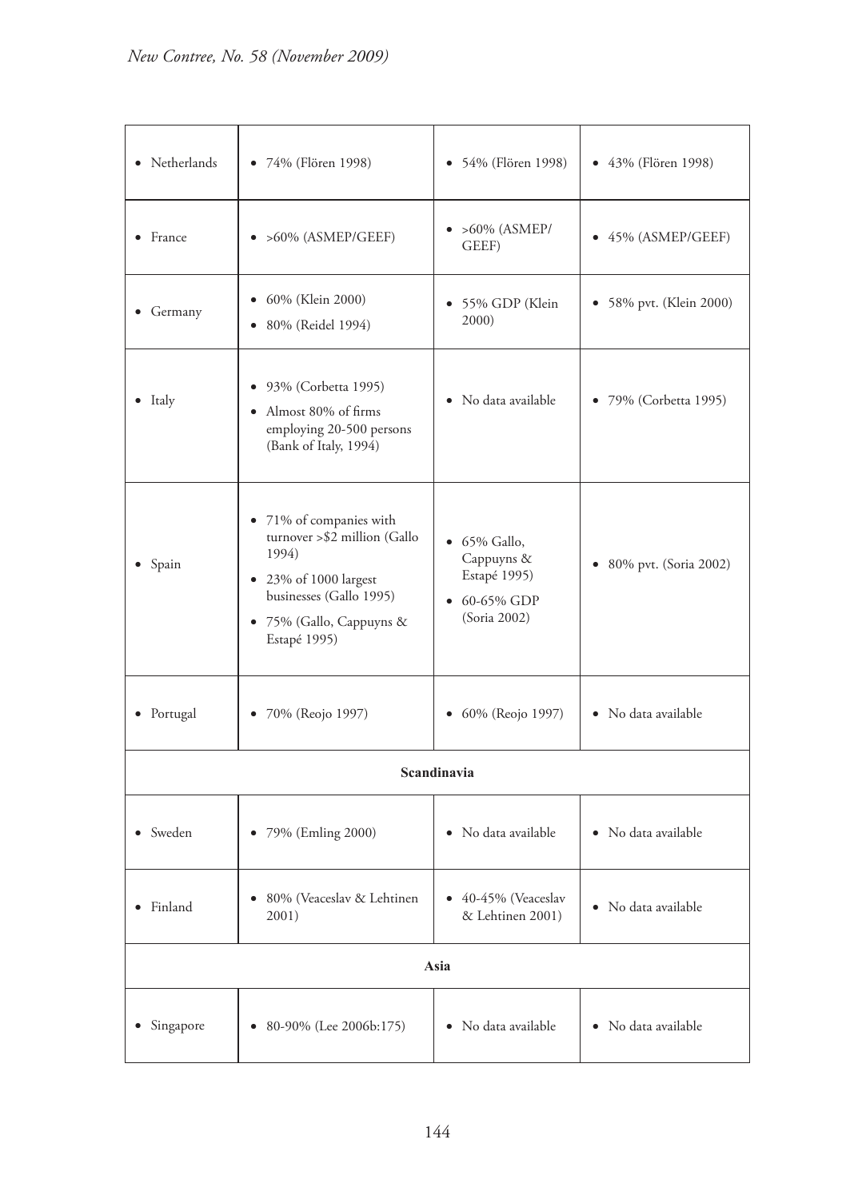| | | | |
|---|---|---|---|
| • Netherlands | • 74% (Flören 1998) | • 54% (Flören 1998) | • 43% (Flören 1998) |
| • France | • >60% (ASMEP/GEEF) | • >60% (ASMEP/ GEEF) | • 45% (ASMEP/GEEF) |
| • Germany | • 60% (Klein 2000) • 80% (Reidel 1994) | • 55% GDP (Klein 2000) | • 58% pvt. (Klein 2000) |
| • Italy | • 93% (Corbetta 1995) • Almost 80% of firms employing 20-500 persons (Bank of Italy, 1994) | • No data available | • 79% (Corbetta 1995) |
| • Spain | • 71% of companies with turnover >$2 million (Gallo 1994) • 23% of 1000 largest businesses (Gallo 1995) • 75% (Gallo, Cappuyns & Estapé 1995) | • 65% Gallo, Cappuyns & Estapé 1995) • 60-65% GDP (Soria 2002) | • 80% pvt. (Soria 2002) |
| • Portugal | • 70% (Reojo 1997) | • 60% (Reojo 1997) | • No data available |
| **Scandinavia** | | | |
| • Sweden | • 79% (Emling 2000) | • No data available | • No data available |
| • Finland | • 80% (Veaceslav & Lehtinen 2001) | • 40-45% (Veaceslav & Lehtinen 2001) | • No data available |
| **Asia** | | | |
| • Singapore | • 80-90% (Lee 2006b:175) | • No data available | • No data available |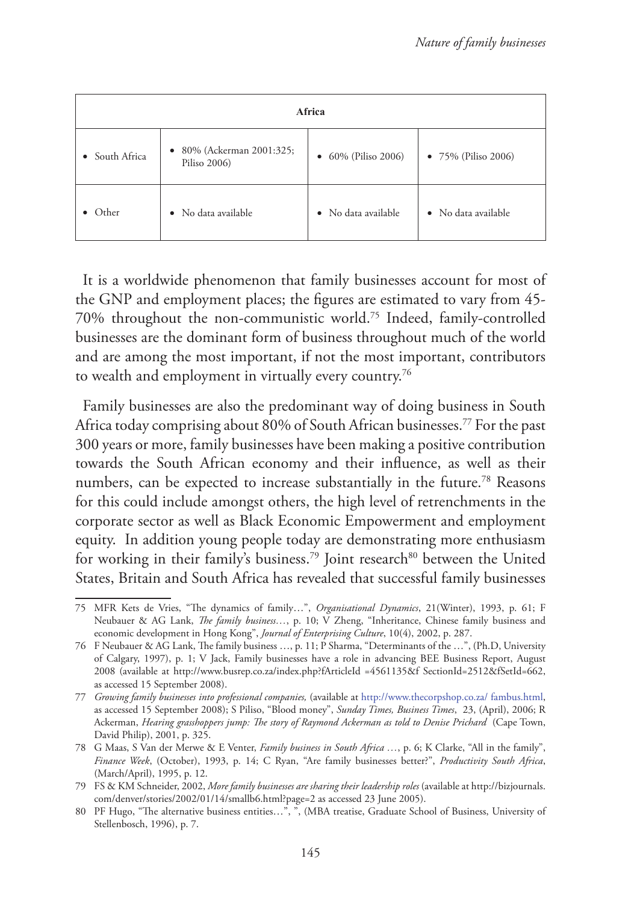| Africa | | | |
|---|---|---|---|
| • South Africa | • 80% (Ackerman 2001:325; Piliso 2006) | • 60% (Piliso 2006) | • 75% (Piliso 2006) |
| • Other | • No data available | • No data available | • No data available |

It is a worldwide phenomenon that family businesses account for most of the GNP and employment places; the figures are estimated to vary from 45-70% throughout the non-communistic world.[75] Indeed, family-controlled businesses are the dominant form of business throughout much of the world and are among the most important, if not the most important, contributors to wealth and employment in virtually every country.[76]

Family businesses are also the predominant way of doing business in South Africa today comprising about 80% of South African businesses.[77] For the past 300 years or more, family businesses have been making a positive contribution towards the South African economy and their influence, as well as their numbers, can be expected to increase substantially in the future.[78] Reasons for this could include amongst others, the high level of retrenchments in the corporate sector as well as Black Economic Empowerment and employment equity. In addition young people today are demonstrating more enthusiasm for working in their family's business.[79] Joint research[80] between the United States, Britain and South Africa has revealed that successful family businesses

---

75 MFR Kets de Vries, "The dynamics of family…", *Organisational Dynamics*, 21(Winter), 1993, p. 61; F Neubauer & AG Lank, *The family business…*, p. 10; V Zheng, "Inheritance, Chinese family business and economic development in Hong Kong", *Journal of Enterprising Culture*, 10(4), 2002, p. 287.

76 F Neubauer & AG Lank, The family business …, p. 11; P Sharma, "Determinants of the …", (Ph.D, University of Calgary, 1997), p. 1; V Jack, Family businesses have a role in advancing BEE Business Report, August 2008 (available at http://www.busrep.co.za/index.php?fArticleId =4561135&f SectionId=2512&fSetId=662, as accessed 15 September 2008).

77 *Growing family businesses into professional companies,* (available at http://www.thecorpshop.co.za/ fambus.html, as accessed 15 September 2008); S Piliso, "Blood money", *Sunday Times, Business Times*, 23, (April), 2006; R Ackerman, *Hearing grasshoppers jump: The story of Raymond Ackerman as told to Denise Prichard* (Cape Town, David Philip), 2001, p. 325.

78 G Maas, S Van der Merwe & E Venter, *Family business in South Africa …*, p. 6; K Clarke, "All in the family", *Finance Week*, (October), 1993, p. 14; C Ryan, "Are family businesses better?", *Productivity South Africa*, (March/April), 1995, p. 12.

79 FS & KM Schneider, 2002, *More family businesses are sharing their leadership roles* (available at http://bizjournals.com/denver/stories/2002/01/14/smallb6.html?page=2 as accessed 23 June 2005).

80 PF Hugo, "The alternative business entities…", ", (MBA treatise, Graduate School of Business, University of Stellenbosch, 1996), p. 7.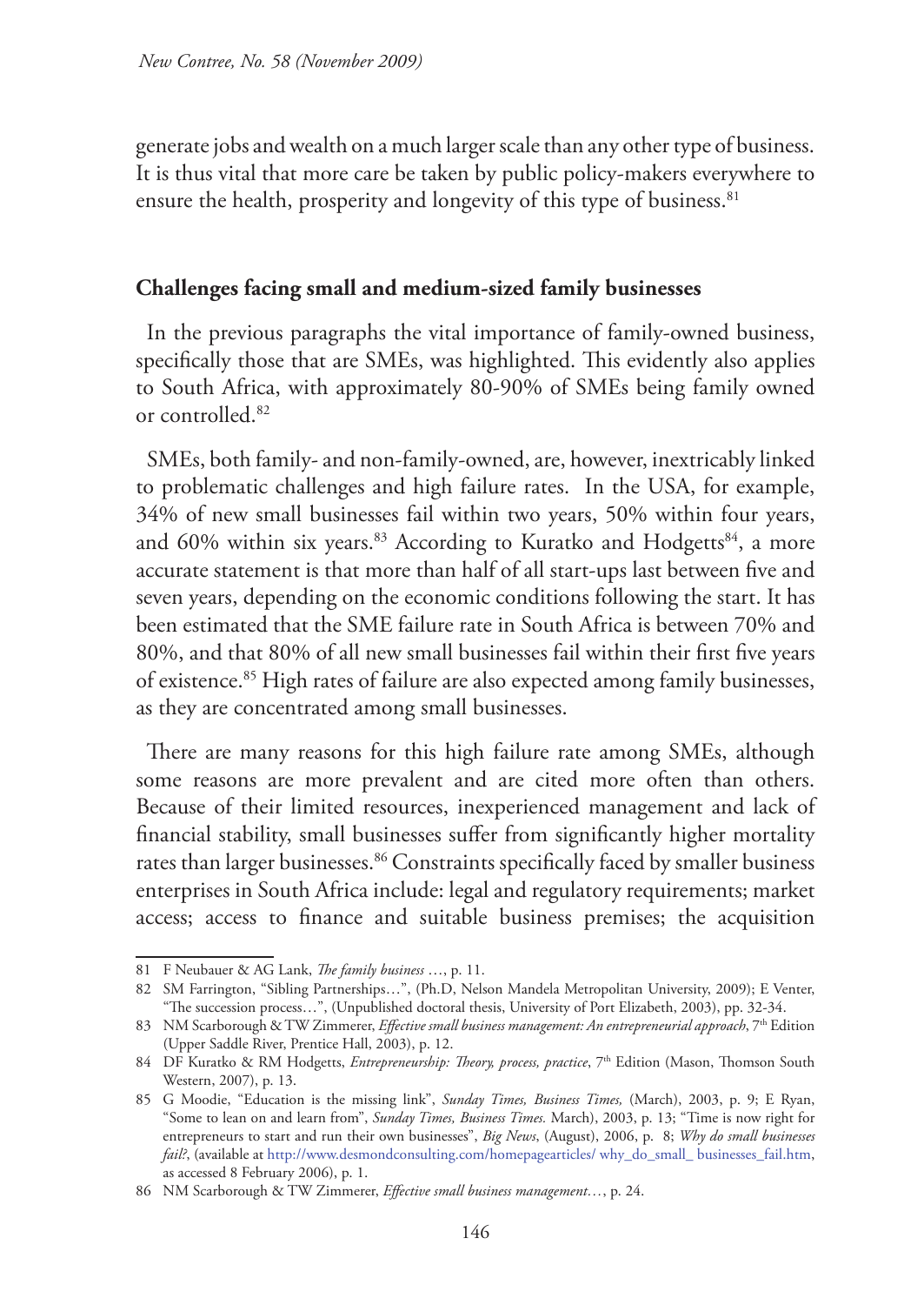generate jobs and wealth on a much larger scale than any other type of business. It is thus vital that more care be taken by public policy-makers everywhere to ensure the health, prosperity and longevity of this type of business.[81]

## Challenges facing small and medium-sized family businesses

In the previous paragraphs the vital importance of family-owned business, specifically those that are SMEs, was highlighted. This evidently also applies to South Africa, with approximately 80-90% of SMEs being family owned or controlled.[82]

SMEs, both family- and non-family-owned, are, however, inextricably linked to problematic challenges and high failure rates. In the USA, for example, 34% of new small businesses fail within two years, 50% within four years, and 60% within six years.[83] According to Kuratko and Hodgetts[84], a more accurate statement is that more than half of all start-ups last between five and seven years, depending on the economic conditions following the start. It has been estimated that the SME failure rate in South Africa is between 70% and 80%, and that 80% of all new small businesses fail within their first five years of existence.[85] High rates of failure are also expected among family businesses, as they are concentrated among small businesses.

There are many reasons for this high failure rate among SMEs, although some reasons are more prevalent and are cited more often than others. Because of their limited resources, inexperienced management and lack of financial stability, small businesses suffer from significantly higher mortality rates than larger businesses.[86] Constraints specifically faced by smaller business enterprises in South Africa include: legal and regulatory requirements; market access; access to finance and suitable business premises; the acquisition

---

81 F Neubauer & AG Lank, *The family business* …, p. 11.

82 SM Farrington, "Sibling Partnerships…", (Ph.D, Nelson Mandela Metropolitan University, 2009); E Venter, "The succession process…", (Unpublished doctoral thesis, University of Port Elizabeth, 2003), pp. 32-34.

83 NM Scarborough & TW Zimmerer, *Effective small business management: An entrepreneurial approach*, 7th Edition (Upper Saddle River, Prentice Hall, 2003), p. 12.

84 DF Kuratko & RM Hodgetts, *Entrepreneurship: Theory, process, practice*, 7th Edition (Mason, Thomson South Western, 2007), p. 13.

85 G Moodie, "Education is the missing link", *Sunday Times, Business Times,* (March), 2003, p. 9; E Ryan, "Some to lean on and learn from", *Sunday Times, Business Times.* March), 2003, p. 13; "Time is now right for entrepreneurs to start and run their own businesses", *Big News*, (August), 2006, p. 8; *Why do small businesses fail?*, (available at http://www.desmondconsulting.com/homepagearticles/ why_do_small_ businesses_fail.htm, as accessed 8 February 2006), p. 1.

86 NM Scarborough & TW Zimmerer, *Effective small business management…*, p. 24.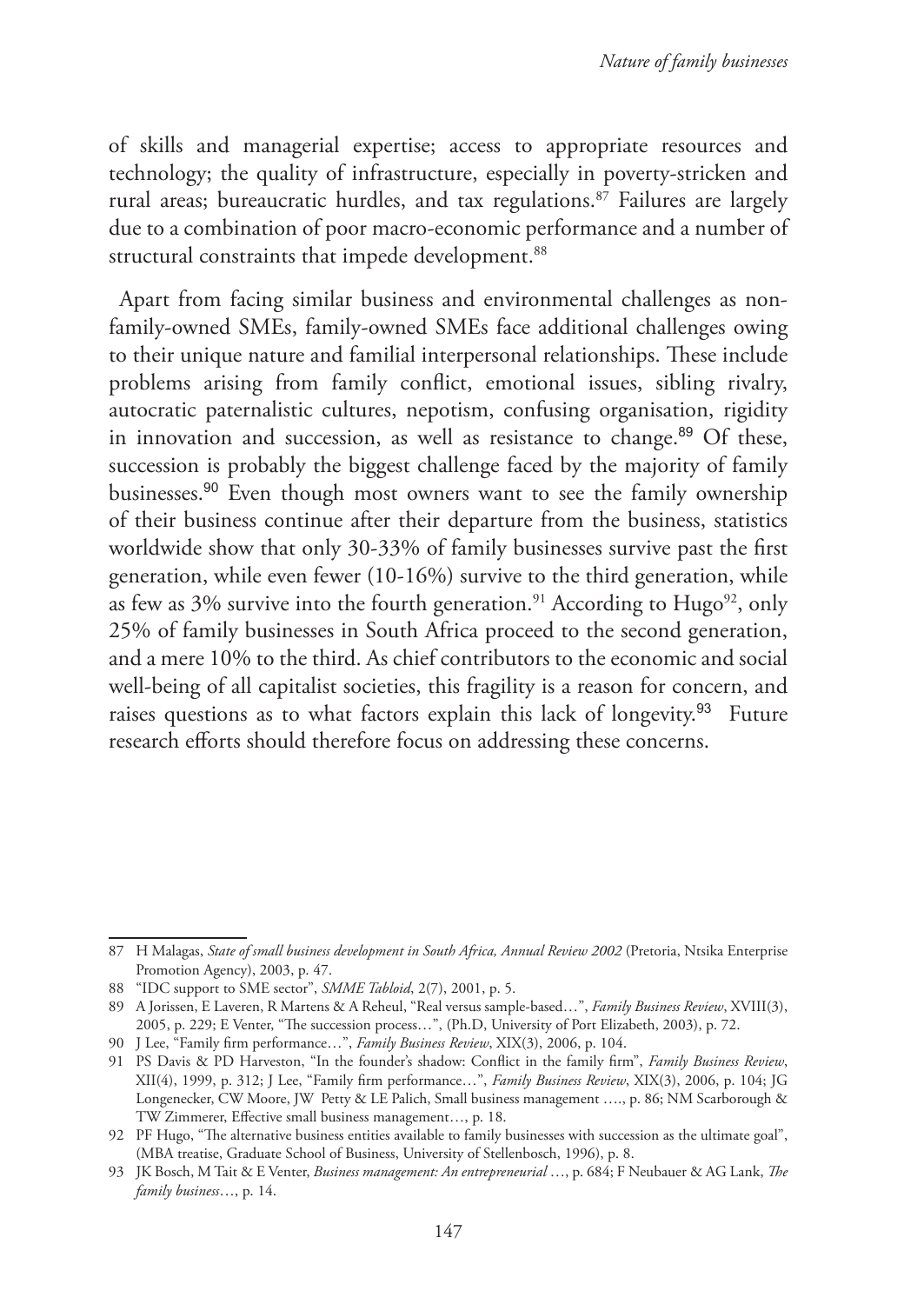of skills and managerial expertise; access to appropriate resources and technology; the quality of infrastructure, especially in poverty-stricken and rural areas; bureaucratic hurdles, and tax regulations.[87] Failures are largely due to a combination of poor macro-economic performance and a number of structural constraints that impede development.[88]

Apart from facing similar business and environmental challenges as non-family-owned SMEs, family-owned SMEs face additional challenges owing to their unique nature and familial interpersonal relationships. These include problems arising from family conflict, emotional issues, sibling rivalry, autocratic paternalistic cultures, nepotism, confusing organisation, rigidity in innovation and succession, as well as resistance to change.[89] Of these, succession is probably the biggest challenge faced by the majority of family businesses.[90] Even though most owners want to see the family ownership of their business continue after their departure from the business, statistics worldwide show that only 30-33% of family businesses survive past the first generation, while even fewer (10-16%) survive to the third generation, while as few as 3% survive into the fourth generation.[91] According to Hugo[92], only 25% of family businesses in South Africa proceed to the second generation, and a mere 10% to the third. As chief contributors to the economic and social well-being of all capitalist societies, this fragility is a reason for concern, and raises questions as to what factors explain this lack of longevity.[93] Future research efforts should therefore focus on addressing these concerns.

---

87 H Malagas, *State of small business development in South Africa, Annual Review 2002* (Pretoria, Ntsika Enterprise Promotion Agency), 2003, p. 47.

88 "IDC support to SME sector", *SMME Tabloid*, 2(7), 2001, p. 5.

89 A Jorissen, E Laveren, R Martens & A Reheul, "Real versus sample-based…", *Family Business Review*, XVIII(3), 2005, p. 229; E Venter, "The succession process…", (Ph.D, University of Port Elizabeth, 2003), p. 72.

90 J Lee, "Family firm performance…", *Family Business Review*, XIX(3), 2006, p. 104.

91 PS Davis & PD Harveston, "In the founder's shadow: Conflict in the family firm", *Family Business Review*, XII(4), 1999, p. 312; J Lee, "Family firm performance…", *Family Business Review*, XIX(3), 2006, p. 104; JG Longenecker, CW Moore, JW Petty & LE Palich, Small business management …., p. 86; NM Scarborough & TW Zimmerer, Effective small business management…, p. 18.

92 PF Hugo, "The alternative business entities available to family businesses with succession as the ultimate goal", (MBA treatise, Graduate School of Business, University of Stellenbosch, 1996), p. 8.

93 JK Bosch, M Tait & E Venter, *Business management: An entrepreneurial* …, p. 684; F Neubauer & AG Lank, *The family business*…, p. 14.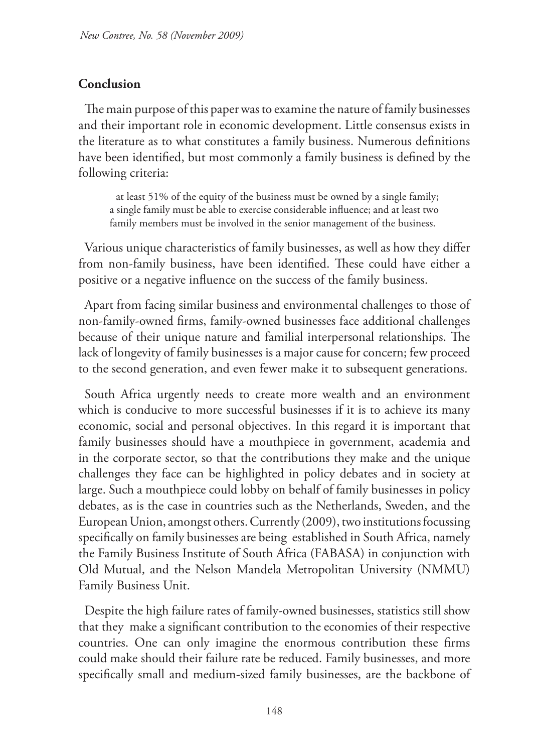## Conclusion

The main purpose of this paper was to examine the nature of family businesses and their important role in economic development. Little consensus exists in the literature as to what constitutes a family business. Numerous definitions have been identified, but most commonly a family business is defined by the following criteria:

> at least 51% of the equity of the business must be owned by a single family; a single family must be able to exercise considerable influence; and at least two family members must be involved in the senior management of the business.

Various unique characteristics of family businesses, as well as how they differ from non-family business, have been identified. These could have either a positive or a negative influence on the success of the family business.

Apart from facing similar business and environmental challenges to those of non-family-owned firms, family-owned businesses face additional challenges because of their unique nature and familial interpersonal relationships. The lack of longevity of family businesses is a major cause for concern; few proceed to the second generation, and even fewer make it to subsequent generations.

South Africa urgently needs to create more wealth and an environment which is conducive to more successful businesses if it is to achieve its many economic, social and personal objectives. In this regard it is important that family businesses should have a mouthpiece in government, academia and in the corporate sector, so that the contributions they make and the unique challenges they face can be highlighted in policy debates and in society at large. Such a mouthpiece could lobby on behalf of family businesses in policy debates, as is the case in countries such as the Netherlands, Sweden, and the European Union, amongst others. Currently (2009), two institutions focussing specifically on family businesses are being established in South Africa, namely the Family Business Institute of South Africa (FABASA) in conjunction with Old Mutual, and the Nelson Mandela Metropolitan University (NMMU) Family Business Unit.

Despite the high failure rates of family-owned businesses, statistics still show that they make a significant contribution to the economies of their respective countries. One can only imagine the enormous contribution these firms could make should their failure rate be reduced. Family businesses, and more specifically small and medium-sized family businesses, are the backbone of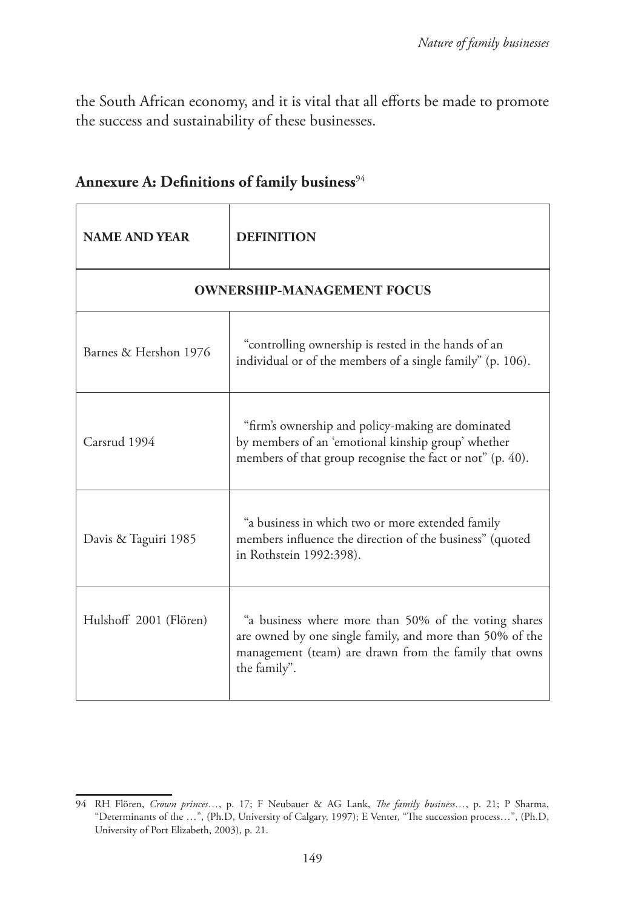the South African economy, and it is vital that all efforts be made to promote the success and sustainability of these businesses.

## Annexure A: Definitions of family business[94]

| NAME AND YEAR | DEFINITION |
|---|---|
| **OWNERSHIP-MANAGEMENT FOCUS** | |
| Barnes & Hershon 1976 | "controlling ownership is rested in the hands of an individual or of the members of a single family" (p. 106). |
| Carsrud 1994 | "firm's ownership and policy-making are dominated by members of an 'emotional kinship group' whether members of that group recognise the fact or not" (p. 40). |
| Davis & Taguiri 1985 | "a business in which two or more extended family members influence the direction of the business" (quoted in Rothstein 1992:398). |
| Hulshoff 2001 (Flören) | "a business where more than 50% of the voting shares are owned by one single family, and more than 50% of the management (team) are drawn from the family that owns the family". |

94 RH Flören, *Crown princes…*, p. 17; F Neubauer & AG Lank, *The family business…*, p. 21; P Sharma, "Determinants of the …", (Ph.D, University of Calgary, 1997); E Venter, "The succession process…", (Ph.D, University of Port Elizabeth, 2003), p. 21.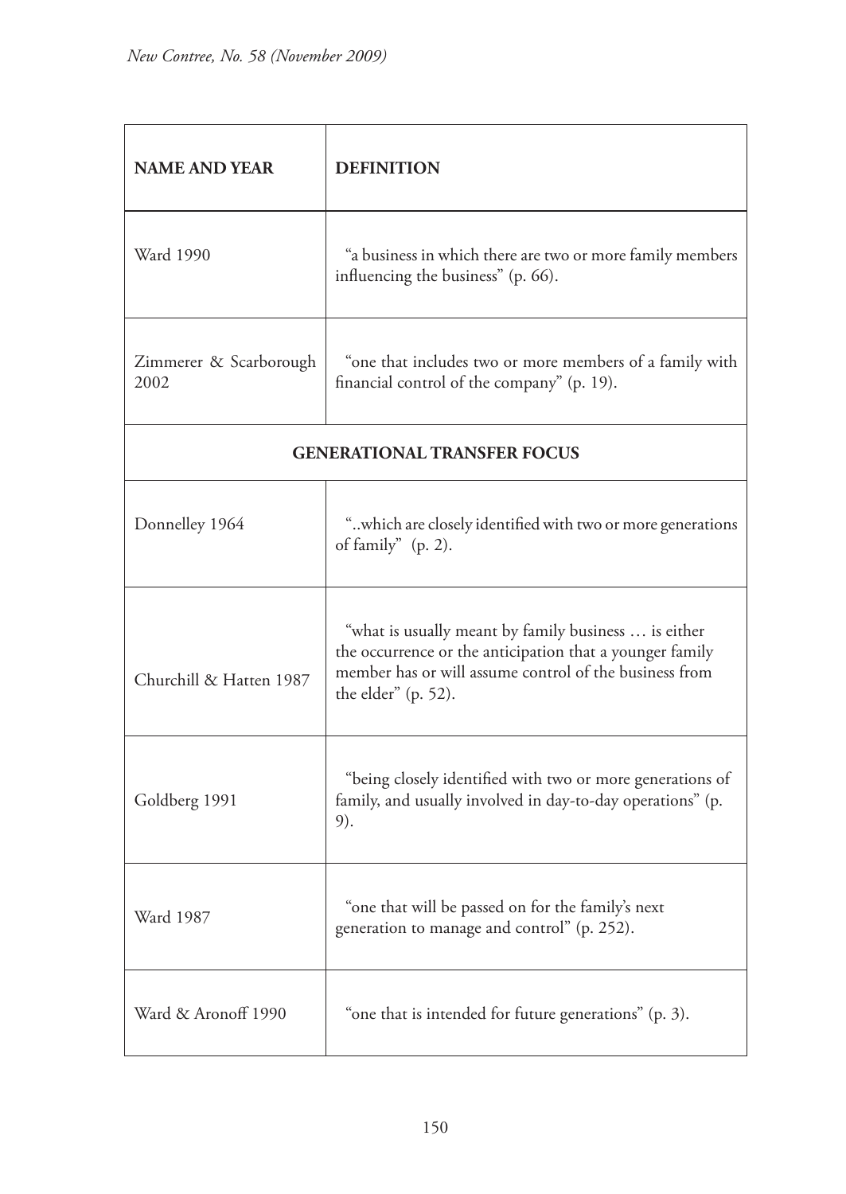| NAME AND YEAR | DEFINITION |
| --- | --- |
| Ward 1990 | "a business in which there are two or more family members influencing the business" (p. 66). |
| Zimmerer & Scarborough 2002 | "one that includes two or more members of a family with financial control of the company" (p. 19). |
| **GENERATIONAL TRANSFER FOCUS** | |
| Donnelley 1964 | "..which are closely identified with two or more generations of family" (p. 2). |
| Churchill & Hatten 1987 | "what is usually meant by family business … is either the occurrence or the anticipation that a younger family member has or will assume control of the business from the elder" (p. 52). |
| Goldberg 1991 | "being closely identified with two or more generations of family, and usually involved in day-to-day operations" (p. 9). |
| Ward 1987 | "one that will be passed on for the family's next generation to manage and control" (p. 252). |
| Ward & Aronoff 1990 | "one that is intended for future generations" (p. 3). |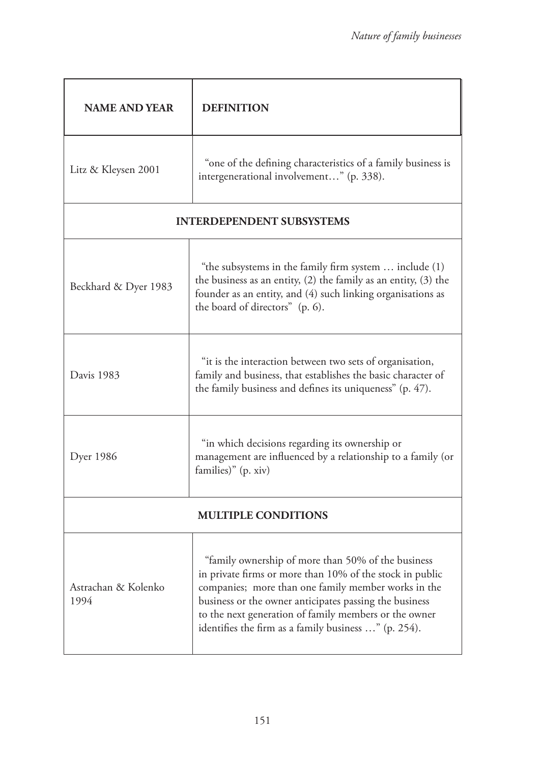| NAME AND YEAR | DEFINITION |
|---|---|
| Litz & Kleysen 2001 | "one of the defining characteristics of a family business is intergenerational involvement…" (p. 338). |
| **INTERDEPENDENT SUBSYSTEMS** | |
| Beckhard & Dyer 1983 | "the subsystems in the family firm system … include (1) the business as an entity, (2) the family as an entity, (3) the founder as an entity, and (4) such linking organisations as the board of directors" (p. 6). |
| Davis 1983 | "it is the interaction between two sets of organisation, family and business, that establishes the basic character of the family business and defines its uniqueness" (p. 47). |
| Dyer 1986 | "in which decisions regarding its ownership or management are influenced by a relationship to a family (or families)" (p. xiv) |
| **MULTIPLE CONDITIONS** | |
| Astrachan & Kolenko 1994 | "family ownership of more than 50% of the business in private firms or more than 10% of the stock in public companies; more than one family member works in the business or the owner anticipates passing the business to the next generation of family members or the owner identifies the firm as a family business …" (p. 254). |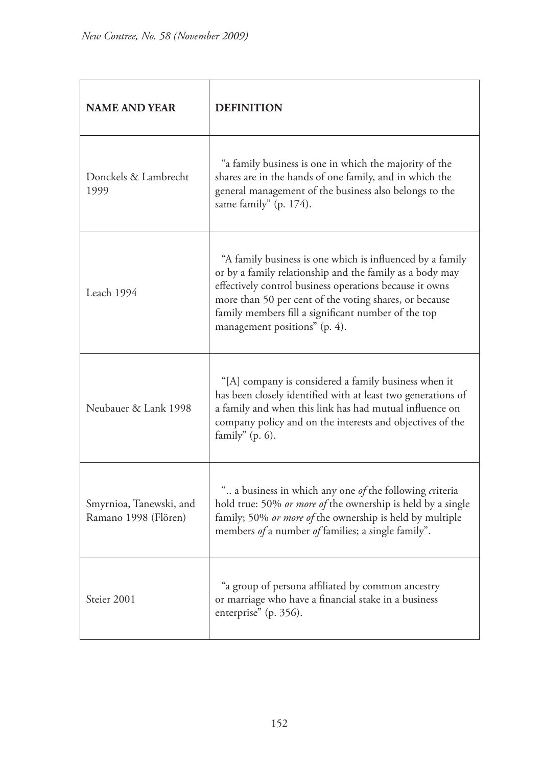| NAME AND YEAR | DEFINITION |
|---|---|
| Donckels & Lambrecht 1999 | "a family business is one in which the majority of the shares are in the hands of one family, and in which the general management of the business also belongs to the same family" (p. 174). |
| Leach 1994 | "A family business is one which is influenced by a family or by a family relationship and the family as a body may effectively control business operations because it owns more than 50 per cent of the voting shares, or because family members fill a significant number of the top management positions" (p. 4). |
| Neubauer & Lank 1998 | "[A] company is considered a family business when it has been closely identified with at least two generations of a family and when this link has had mutual influence on company policy and on the interests and objectives of the family" (p. 6). |
| Smyrnioa, Tanewski, and Ramano 1998 (Flören) | ".. a business in which any one *of* the following *c*riteria hold true: 50% *or more of* the ownership is held by a single family; 50% *or more of* the ownership is held by multiple members *of* a number *of* families; a single family". |
| Steier 2001 | "a group of persona affiliated by common ancestry or marriage who have a financial stake in a business enterprise" (p. 356). |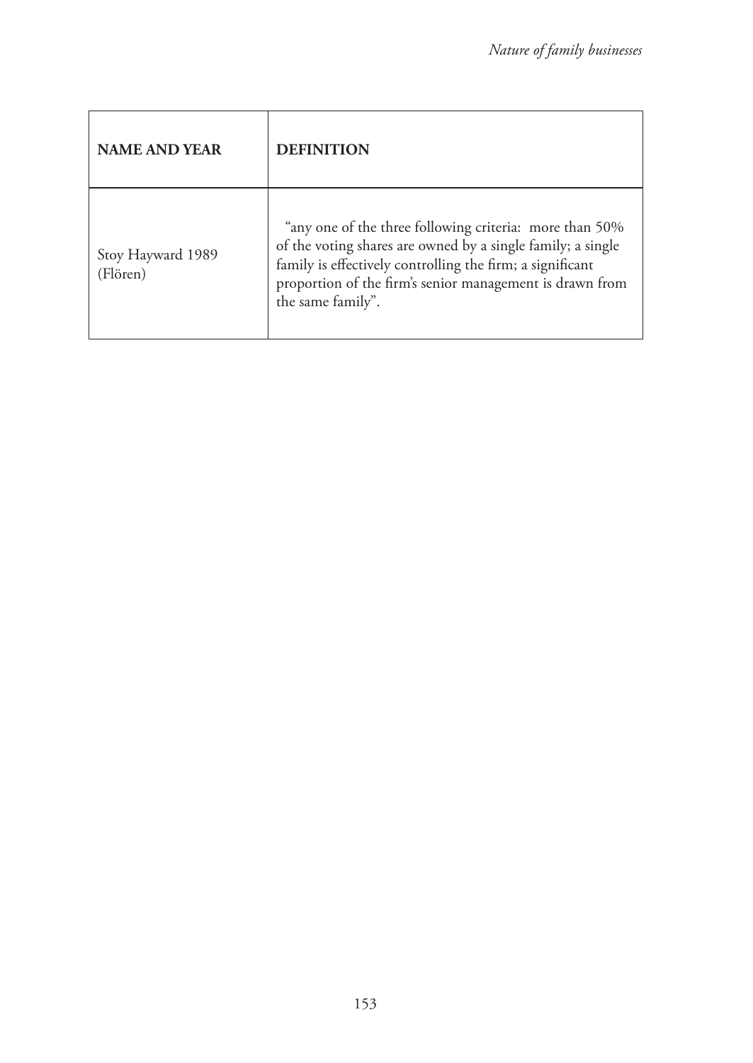| NAME AND YEAR | DEFINITION |
|---|---|
| Stoy Hayward 1989 (Flören) | "any one of the three following criteria: more than 50% of the voting shares are owned by a single family; a single family is effectively controlling the firm; a significant proportion of the firm's senior management is drawn from the same family". |